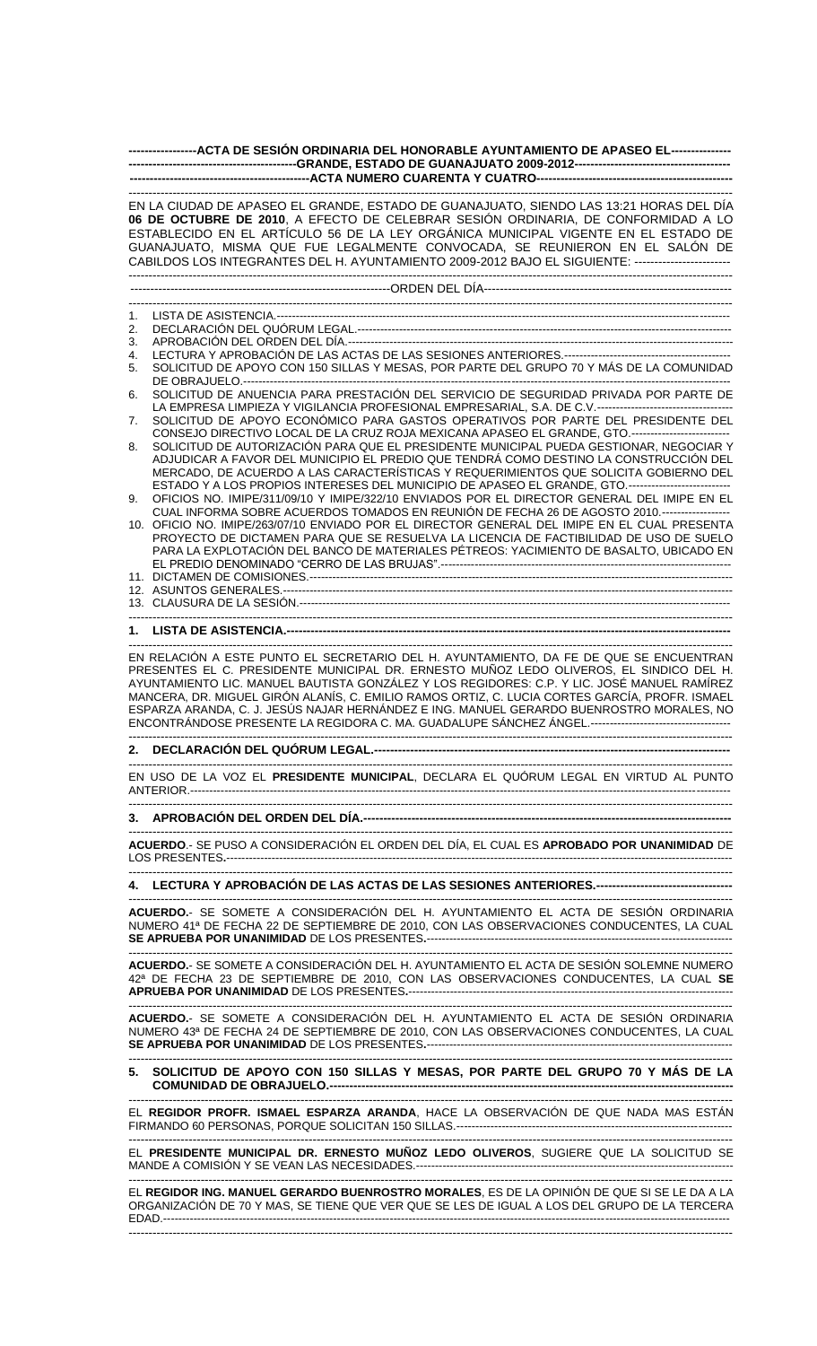**ACTA DE SESIÓN ORDINARIA DEL HONORABLE AYUNTAMIENTO DE APASEO EL GRANDE, ESTADO DE GUANAJUATO 2009-2012**

**ACTA NUMERO CUARENTA Y CUATRO**

EN LA CIUDAD DE APASEO EL GRANDE, ESTADO DE GUANAJUATO, SIENDO LAS 13:21 HORAS DEL DÍA **06 DE OCTUBRE DE 2010**, A EFECTO DE CELEBRAR SESIÓN ORDINARIA, DE CONFORMIDAD A LO ESTABLECIDO EN EL ARTÍCULO 56 DE LA LEY ORGÁNICA MUNICIPAL VIGENTE EN EL ESTADO DE GUANAJUATO, MISMA QUE FUE LEGALMENTE CONVOCADA, SE REUNIERON EN EL SALÓN DE CABILDOS LOS INTEGRANTES DEL H. AYUNTAMIENTO 2009-2012 BAJO EL SIGUIENTE:

ORDEN DEL DÍA

1. LISTA DE ASISTENCIA.
2. DECLARACIÓN DEL QUÓRUM LEGAL.
3. APROBACIÓN DEL ORDEN DEL DÍA.
4. LECTURA Y APROBACIÓN DE LAS ACTAS DE LAS SESIONES ANTERIORES.
5. SOLICITUD DE APOYO CON 150 SILLAS Y MESAS, POR PARTE DEL GRUPO 70 Y MÁS DE LA COMUNIDAD DE OBRAJUELO.
6. SOLICITUD DE ANUENCIA PARA PRESTACIÓN DEL SERVICIO DE SEGURIDAD PRIVADA POR PARTE DE LA EMPRESA LIMPIEZA Y VIGILANCIA PROFESIONAL EMPRESARIAL, S.A. DE C.V.
7. SOLICITUD DE APOYO ECONÓMICO PARA GASTOS OPERATIVOS POR PARTE DEL PRESIDENTE DEL CONSEJO DIRECTIVO LOCAL DE LA CRUZ ROJA MEXICANA APASEO EL GRANDE, GTO.
8. SOLICITUD DE AUTORIZACIÓN PARA QUE EL PRESIDENTE MUNICIPAL PUEDA GESTIONAR, NEGOCIAR Y ADJUDICAR A FAVOR DEL MUNICIPIO EL PREDIO QUE TENDRÁ COMO DESTINO LA CONSTRUCCIÓN DEL MERCADO, DE ACUERDO A LAS CARACTERÍSTICAS Y REQUERIMIENTOS QUE SOLICITA GOBIERNO DEL ESTADO Y A LOS PROPIOS INTERESES DEL MUNICIPIO DE APASEO EL GRANDE, GTO.
9. OFICIOS NO. IMIPE/311/09/10 Y IMIPE/322/10 ENVIADOS POR EL DIRECTOR GENERAL DEL IMIPE EN EL CUAL INFORMA SOBRE ACUERDOS TOMADOS EN REUNIÓN DE FECHA 26 DE AGOSTO 2010.
10. OFICIO NO. IMIPE/263/07/10 ENVIADO POR EL DIRECTOR GENERAL DEL IMIPE EN EL CUAL PRESENTA PROYECTO DE DICTAMEN PARA QUE SE RESUELVA LA LICENCIA DE FACTIBILIDAD DE USO DE SUELO PARA LA EXPLOTACIÓN DEL BANCO DE MATERIALES PÉTREOS: YACIMIENTO DE BASALTO, UBICADO EN EL PREDIO DENOMINADO "CERRO DE LAS BRUJAS".
11. DICTAMEN DE COMISIONES.
12. ASUNTOS GENERALES.
13. CLAUSURA DE LA SESIÓN.

**1. LISTA DE ASISTENCIA.**

EN RELACIÓN A ESTE PUNTO EL SECRETARIO DEL H. AYUNTAMIENTO, DA FE DE QUE SE ENCUENTRAN PRESENTES EL C. PRESIDENTE MUNICIPAL DR. ERNESTO MUÑOZ LEDO OLIVEROS, EL SINDICO DEL H. AYUNTAMIENTO LIC. MANUEL BAUTISTA GONZÁLEZ Y LOS REGIDORES: C.P. Y LIC. JOSÉ MANUEL RAMÍREZ MANCERA, DR. MIGUEL GIRÓN ALANÍS, C. EMILIO RAMOS ORTIZ, C. LUCIA CORTES GARCÍA, PROFR. ISMAEL ESPARZA ARANDA, C. J. JESÚS NAJAR HERNÁNDEZ E ING. MANUEL GERARDO BUENROSTRO MORALES, NO ENCONTRÁNDOSE PRESENTE LA REGIDORA C. MA. GUADALUPE SÁNCHEZ ÁNGEL.

**2. DECLARACIÓN DEL QUÓRUM LEGAL.**

EN USO DE LA VOZ EL **PRESIDENTE MUNICIPAL**, DECLARA EL QUÓRUM LEGAL EN VIRTUD AL PUNTO ANTERIOR.

**3. APROBACIÓN DEL ORDEN DEL DÍA.**

**ACUERDO**.- SE PUSO A CONSIDERACIÓN EL ORDEN DEL DÍA, EL CUAL ES **APROBADO POR UNANIMIDAD** DE LOS PRESENTES.

**4. LECTURA Y APROBACIÓN DE LAS ACTAS DE LAS SESIONES ANTERIORES.**

**ACUERDO.**- SE SOMETE A CONSIDERACIÓN DEL H. AYUNTAMIENTO EL ACTA DE SESIÓN ORDINARIA NUMERO 41ª DE FECHA 22 DE SEPTIEMBRE DE 2010, CON LAS OBSERVACIONES CONDUCENTES, LA CUAL **SE APRUEBA POR UNANIMIDAD** DE LOS PRESENTES.

**ACUERDO.**- SE SOMETE A CONSIDERACIÓN DEL H. AYUNTAMIENTO EL ACTA DE SESIÓN SOLEMNE NUMERO 42ª DE FECHA 23 DE SEPTIEMBRE DE 2010, CON LAS OBSERVACIONES CONDUCENTES, LA CUAL **SE APRUEBA POR UNANIMIDAD** DE LOS PRESENTES.

**ACUERDO.**- SE SOMETE A CONSIDERACIÓN DEL H. AYUNTAMIENTO EL ACTA DE SESIÓN ORDINARIA NUMERO 43ª DE FECHA 24 DE SEPTIEMBRE DE 2010, CON LAS OBSERVACIONES CONDUCENTES, LA CUAL **SE APRUEBA POR UNANIMIDAD** DE LOS PRESENTES.

**5. SOLICITUD DE APOYO CON 150 SILLAS Y MESAS, POR PARTE DEL GRUPO 70 Y MÁS DE LA COMUNIDAD DE OBRAJUELO.**

EL **REGIDOR PROFR. ISMAEL ESPARZA ARANDA**, HACE LA OBSERVACIÓN DE QUE NADA MAS ESTÁN FIRMANDO 60 PERSONAS, PORQUE SOLICITAN 150 SILLAS.

EL **PRESIDENTE MUNICIPAL DR. ERNESTO MUÑOZ LEDO OLIVEROS**, SUGIERE QUE LA SOLICITUD SE MANDE A COMISIÓN Y SE VEAN LAS NECESIDADES.

EL **REGIDOR ING. MANUEL GERARDO BUENROSTRO MORALES**, ES DE LA OPINIÓN DE QUE SI SE LE DA A LA ORGANIZACIÓN DE 70 Y MAS, SE TIENE QUE VER QUE SE LES DE IGUAL A LOS DEL GRUPO DE LA TERCERA EDAD.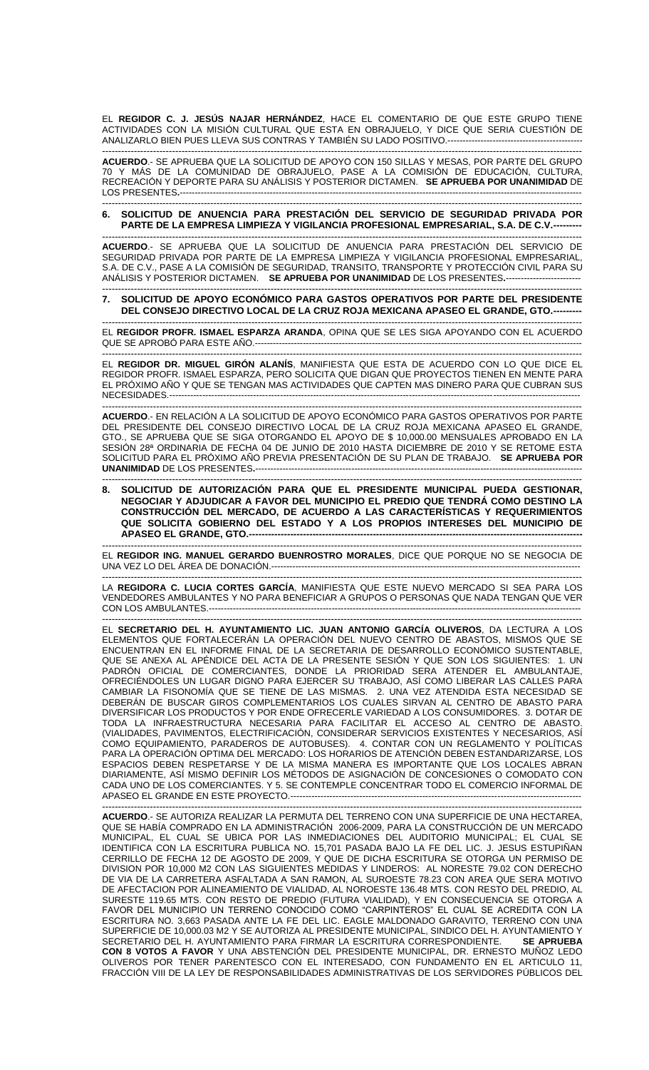EL **REGIDOR C. J. JESÚS NAJAR HERNÁNDEZ**, HACE EL COMENTARIO DE QUE ESTE GRUPO TIENE ACTIVIDADES CON LA MISIÓN CULTURAL QUE ESTA EN OBRAJUELO, Y DICE QUE SERIA CUESTIÓN DE ANALIZARLO BIEN PUES LLEVA SUS CONTRAS Y TAMBIÉN SU LADO POSITIVO.---------------------------------------------

---

**ACUERDO**.- SE APRUEBA QUE LA SOLICITUD DE APOYO CON 150 SILLAS Y MESAS, POR PARTE DEL GRUPO 70 Y MÁS DE LA COMUNIDAD DE OBRAJUELO, PASE A LA COMISIÓN DE EDUCACIÓN, CULTURA, RECREACIÓN Y DEPORTE PARA SU ANÁLISIS Y POSTERIOR DICTAMEN. **SE APRUEBA POR UNANIMIDAD** DE LOS PRESENTES**.**-------------------------------------------------------------------------------------------------------------------------------

---

**6. SOLICITUD DE ANUENCIA PARA PRESTACIÓN DEL SERVICIO DE SEGURIDAD PRIVADA POR PARTE DE LA EMPRESA LIMPIEZA Y VIGILANCIA PROFESIONAL EMPRESARIAL, S.A. DE C.V.---------**

---

**ACUERDO**.- SE APRUEBA QUE LA SOLICITUD DE ANUENCIA PARA PRESTACIÓN DEL SERVICIO DE SEGURIDAD PRIVADA POR PARTE DE LA EMPRESA LIMPIEZA Y VIGILANCIA PROFESIONAL EMPRESARIAL, S.A. DE C.V., PASE A LA COMISIÓN DE SEGURIDAD, TRANSITO, TRANSPORTE Y PROTECCIÓN CIVIL PARA SU ANÁLISIS Y POSTERIOR DICTAMEN. **SE APRUEBA POR UNANIMIDAD** DE LOS PRESENTES**.**-------------------------

---

**7. SOLICITUD DE APOYO ECONÓMICO PARA GASTOS OPERATIVOS POR PARTE DEL PRESIDENTE DEL CONSEJO DIRECTIVO LOCAL DE LA CRUZ ROJA MEXICANA APASEO EL GRANDE, GTO.---------**

---

EL **REGIDOR PROFR. ISMAEL ESPARZA ARANDA**, OPINA QUE SE LES SIGA APOYANDO CON EL ACUERDO QUE SE APROBÓ PARA ESTE AÑO.----------------------------------------------------------------------------------------------------

---

EL **REGIDOR DR. MIGUEL GIRÓN ALANÍS**, MANIFIESTA QUE ESTA DE ACUERDO CON LO QUE DICE EL REGIDOR PROFR. ISMAEL ESPARZA, PERO SOLICITA QUE DIGAN QUE PROYECTOS TIENEN EN MENTE PARA EL PRÓXIMO AÑO Y QUE SE TENGAN MAS ACTIVIDADES QUE CAPTEN MAS DINERO PARA QUE CUBRAN SUS NECESIDADES.-----------------------------------------------------------------------------------------------------------------------------

---

**ACUERDO**.- EN RELACIÓN A LA SOLICITUD DE APOYO ECONÓMICO PARA GASTOS OPERATIVOS POR PARTE DEL PRESIDENTE DEL CONSEJO DIRECTIVO LOCAL DE LA CRUZ ROJA MEXICANA APASEO EL GRANDE, GTO., SE APRUEBA QUE SE SIGA OTORGANDO EL APOYO DE $ 10,000.00 MENSUALES APROBADO EN LA SESIÓN 28ª ORDINARIA DE FECHA 04 DE JUNIO DE 2010 HASTA DICIEMBRE DE 2010 Y SE RETOME ESTA SOLICITUD PARA EL PRÓXIMO AÑO PREVIA PRESENTACIÓN DE SU PLAN DE TRABAJO. **SE APRUEBA POR UNANIMIDAD** DE LOS PRESENTES**.**-----------------------------------------------------------------------------------------------------

---

**8. SOLICITUD DE AUTORIZACIÓN PARA QUE EL PRESIDENTE MUNICIPAL PUEDA GESTIONAR, NEGOCIAR Y ADJUDICAR A FAVOR DEL MUNICIPIO EL PREDIO QUE TENDRÁ COMO DESTINO LA CONSTRUCCIÓN DEL MERCADO, DE ACUERDO A LAS CARACTERÍSTICAS Y REQUERIMIENTOS QUE SOLICITA GOBIERNO DEL ESTADO Y A LOS PROPIOS INTERESES DEL MUNICIPIO DE APASEO EL GRANDE, GTO.-----------------------------------------------------------------------------------------------------------**

---

EL **REGIDOR ING. MANUEL GERARDO BUENROSTRO MORALES**, DICE QUE PORQUE NO SE NEGOCIA DE UNA VEZ LO DEL ÁREA DE DONACIÓN.---------------------------------------------------------------------------------------------------

---

LA **REGIDORA C. LUCIA CORTES GARCÍA**, MANIFIESTA QUE ESTE NUEVO MERCADO SI SEA PARA LOS VENDEDORES AMBULANTES Y NO PARA BENEFICIAR A GRUPOS O PERSONAS QUE NADA TENGAN QUE VER CON LOS AMBULANTES.-------------------------------------------------------------------------------------------------------------

---

EL **SECRETARIO DEL H. AYUNTAMIENTO LIC. JUAN ANTONIO GARCÍA OLIVEROS**, DA LECTURA A LOS ELEMENTOS QUE FORTALECERÁN LA OPERACIÓN DEL NUEVO CENTRO DE ABASTOS, MISMOS QUE SE ENCUENTRAN EN EL INFORME FINAL DE LA SECRETARIA DE DESARROLLO ECONÓMICO SUSTENTABLE, QUE SE ANEXA AL APÉNDICE DEL ACTA DE LA PRESENTE SESIÓN Y QUE SON LOS SIGUIENTES: 1. UN PADRÓN OFICIAL DE COMERCIANTES, DONDE LA PRIORIDAD SERÁ ATENDER EL AMBULANTAJE, OFRECIÉNDOLES UN LUGAR DIGNO PARA EJERCER SU TRABAJO, ASÍ COMO LIBERAR LAS CALLES PARA CAMBIAR LA FISONOMÍA QUE SE TIENE DE LAS MISMAS. 2. UNA VEZ ATENDIDA ESTA NECESIDAD SE DEBERÁN DE BUSCAR GIROS COMPLEMENTARIOS LOS CUALES SIRVAN AL CENTRO DE ABASTO PARA DIVERSIFICAR LOS PRODUCTOS Y POR ENDE OFRECERLE VARIEDAD A LOS CONSUMIDORES. 3. DOTAR DE TODA LA INFRAESTRUCTURA NECESARIA PARA FACILITAR EL ACCESO AL CENTRO DE ABASTO. (VIALIDADES, PAVIMENTOS, ELECTRIFICACIÓN, CONSIDERAR SERVICIOS EXISTENTES Y NECESARIOS, ASÍ COMO EQUIPAMIENTO, PARADEROS DE AUTOBUSES). 4. CONTAR CON UN REGLAMENTO Y POLÍTICAS PARA LA OPERACIÓN OPTIMA DEL MERCADO: LOS HORARIOS DE ATENCIÓN DEBEN ESTANDARIZARSE, LOS ESPACIOS DEBEN RESPETARSE Y DE LA MISMA MANERA ES IMPORTANTE QUE LOS LOCALES ABRAN DIARIAMENTE, ASÍ MISMO DEFINIR LOS MÉTODOS DE ASIGNACIÓN DE CONCESIONES O COMODATO CON CADA UNO DE LOS COMERCIANTES. Y 5. SE CONTEMPLE CONCENTRAR TODO EL COMERCIO INFORMAL DE APASEO EL GRANDE EN ESTE PROYECTO.-------------------------------------------------------------------------------------

---

**ACUERDO**.- SE AUTORIZA REALIZAR LA PERMUTA DEL TERRENO CON UNA SUPERFICIE DE UNA HECTAREA, QUE SE HABÍA COMPRADO EN LA ADMINISTRACIÓN 2006-2009, PARA LA CONSTRUCCIÓN DE UN MERCADO MUNICIPAL, EL CUAL SE UBICA POR LAS INMEDIACIONES DEL AUDITORIO MUNICIPAL; EL CUAL SE IDENTIFICA CON LA ESCRITURA PUBLICA NO. 15,701 PASADA BAJO LA FE DEL LIC. J. JESUS ESTUPIÑAN CERRILLO DE FECHA 12 DE AGOSTO DE 2009, Y QUE DE DICHA ESCRITURA SE OTORGA UN PERMISO DE DIVISION POR 10,000 M2 CON LAS SIGUIENTES MEDIDAS Y LINDEROS: AL NORESTE 79.02 CON DERECHO DE VIA DE LA CARRETERA ASFALTADA A SAN RAMON, AL SUROESTE 78.23 CON AREA QUE SERA MOTIVO DE AFECTACION POR ALINEAMIENTO DE VIALIDAD, AL NOROESTE 136.48 MTS. CON RESTO DEL PREDIO, AL SURESTE 119.65 MTS. CON RESTO DE PREDIO (FUTURA VIALIDAD), Y EN CONSECUENCIA SE OTORGA A FAVOR DEL MUNICIPIO UN TERRENO CONOCIDO COMO "CARPINTEROS" EL CUAL SE ACREDITA CON LA ESCRITURA NO. 3,663 PASADA ANTE LA FE DEL LIC. EAGLE MALDONADO GARAVITO, TERRENO CON UNA SUPERFICIE DE 10,000.03 M2 Y SE AUTORIZA AL PRESIDENTE MUNICIPAL, SINDICO DEL H. AYUNTAMIENTO Y SECRETARIO DEL H. AYUNTAMIENTO PARA FIRMAR LA ESCRITURA CORRESPONDIENTE. **SE APRUEBA CON 8 VOTOS A FAVOR** Y UNA ABSTENCIÓN DEL PRESIDENTE MUNICIPAL, DR. ERNESTO MUÑOZ LEDO OLIVEROS POR TENER PARENTESCO CON EL INTERESADO, CON FUNDAMENTO EN EL ARTICULO 11, FRACCIÓN VIII DE LA LEY DE RESPONSABILIDADES ADMINISTRATIVAS DE LOS SERVIDORES PÚBLICOS DEL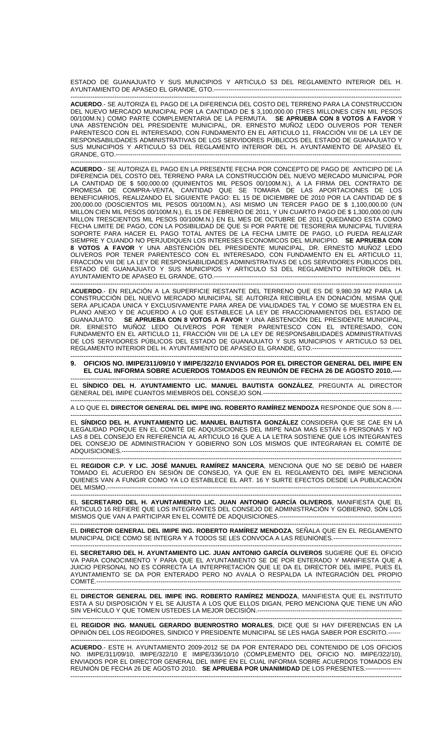ESTADO DE GUANAJUATO Y SUS MUNICIPIOS Y ARTICULO 53 DEL REGLAMENTO INTERIOR DEL H. AYUNTAMIENTO DE APASEO EL GRANDE, GTO.-----------------------------------------------------------------------------------------

---

**ACUERDO**.- SE AUTORIZA EL PAGO DE LA DIFERENCIA DEL COSTO DEL TERRENO PARA LA CONSTRUCCION DEL NUEVO MERCADO MUNICIPAL POR LA CANTIDAD DE $ 3,100,000.00 (TRES MILLONES CIEN MIL PESOS 00/100M.N.) COMO PARTE COMPLEMENTARIA DE LA PERMUTA. **SE APRUEBA CON 8 VOTOS A FAVOR** Y UNA ABSTENCIÓN DEL PRESIDENTE MUNICIPAL, DR. ERNESTO MUÑOZ LEDO OLIVEROS POR TENER PARENTESCO CON EL INTERESADO, CON FUNDAMENTO EN EL ARTICULO 11, FRACCIÓN VIII DE LA LEY DE RESPONSABILIDADES ADMINISTRATIVAS DE LOS SERVIDORES PÚBLICOS DEL ESTADO DE GUANAJUATO Y SUS MUNICIPIOS Y ARTICULO 53 DEL REGLAMENTO INTERIOR DEL H. AYUNTAMIENTO DE APASEO EL GRANDE, GTO.-----------------------------------------------------------------------------------------------------------------------

---

**ACUERDO**.- SE AUTORIZA EL PAGO EN LA PRESENTE FECHA POR CONCEPTO DE PAGO DE ANTICIPO DE LA DIFERENCIA DEL COSTO DEL TERRENO PARA LA CONSTRUCCIÓN DEL NUEVO MERCADO MUNICIPAL POR LA CANTIDAD DE $ 500,000.00 (QUINIENTOS MIL PESOS 00/100M.N.), A LA FIRMA DEL CONTRATO DE PROMESA DE COMPRA-VENTA, CANTIDAD QUE SE TOMARA DE LAS APORTACIONES DE LOS BENEFICIARIOS, REALIZANDO EL SIGUIENTE PAGO: EL 15 DE DICIEMBRE DE 2010 POR LA CANTIDAD DE $ 200,000.00 (DOSCIENTOS MIL PESOS 00/100M.N.), ASI MISMO UN TERCER PAGO DE $ 1,100,000.00 (UN MILLON CIEN MIL PESOS 00/100M.N.), EL 15 DE FEBRERO DE 2011, Y UN CUARTO PAGO DE $ 1,300,000.00 (UN MILLON TRESCIENTOS MIL PESOS 00/100M.N.) EN EL MES DE OCTUBRE DE 2011 QUEDANDO ESTA COMO FECHA LIMITE DE PAGO, CON LA POSIBILIDAD DE QUE SI POR PARTE DE TESORERIA MUNICIPAL TUVIERA SOPORTE PARA HACER EL PAGO TOTAL ANTES DE LA FECHA LIMITE DE PAGO, LO PUEDA REALIZAR SIEMPRE Y CUANDO NO PERJUDIQUEN LOS INTERESES ECONOMICOS DEL MUNICIPIO. **SE APRUEBA CON 8 VOTOS A FAVOR** Y UNA ABSTENCIÓN DEL PRESIDENTE MUNICIPAL, DR. ERNESTO MUÑOZ LEDO OLIVEROS POR TENER PARENTESCO CON EL INTERESADO, CON FUNDAMENTO EN EL ARTICULO 11, FRACCIÓN VIII DE LA LEY DE RESPONSABILIDADES ADMINISTRATIVAS DE LOS SERVIDORES PÚBLICOS DEL ESTADO DE GUANAJUATO Y SUS MUNICIPIOS Y ARTICULO 53 DEL REGLAMENTO INTERIOR DEL H. AYUNTAMIENTO DE APASEO EL GRANDE, GTO.-----------------------------------------------------------------------------------------

---

**ACUERDO**.- EN RELACIÓN A LA SUPERFICIE RESTANTE DEL TERRENO QUE ES DE 9,980.39 M2 PARA LA CONSTRUCCIÓN DEL NUEVO MERCADO MUNICIPAL SE AUTORIZA RECIBIRLA EN DONACIÓN, MISMA QUE SERA APLICADA UNICA Y EXCLUSIVAMENTE PARA AREA DE VIALIDADES TAL Y COMO SE MUESTRA EN EL PLANO ANEXO Y DE ACUERDO A LO QUE ESTABLECE LA LEY DE FRACCIONAMIENTOS DEL ESTADO DE GUANAJUATO. **SE APRUEBA CON 8 VOTOS A FAVOR** Y UNA ABSTENCIÓN DEL PRESIDENTE MUNICIPAL, DR. ERNESTO MUÑOZ LEDO OLIVEROS POR TENER PARENTESCO CON EL INTERESADO, CON FUNDAMENTO EN EL ARTICULO 11, FRACCIÓN VIII DE LA LEY DE RESPONSABILIDADES ADMINISTRATIVAS DE LOS SERVIDORES PÚBLICOS DEL ESTADO DE GUANAJUATO Y SUS MUNICIPIOS Y ARTICULO 53 DEL REGLAMENTO INTERIOR DEL H. AYUNTAMIENTO DE APASEO EL GRANDE, GTO.-------------------------------------------

---

**9. OFICIOS NO. IMIPE/311/09/10 Y IMIPE/322/10 ENVIADOS POR EL DIRECTOR GENERAL DEL IMIPE EN EL CUAL INFORMA SOBRE ACUERDOS TOMADOS EN REUNIÓN DE FECHA 26 DE AGOSTO 2010.----**

---

EL **SÍNDICO DEL H. AYUNTAMIENTO LIC. MANUEL BAUTISTA GONZÁLEZ**, PREGUNTA AL DIRECTOR GENERAL DEL IMIPE CUANTOS MIEMBROS DEL CONSEJO SON.-------------------------------------------------------------------

---

A LO QUE EL **DIRECTOR GENERAL DEL IMIPE ING. ROBERTO RAMÍREZ MENDOZA** RESPONDE QUE SON 8.----

---

EL **SÍNDICO DEL H. AYUNTAMIENTO LIC. MANUEL BAUTISTA GONZÁLEZ** CONSIDERA QUE SE CAE EN LA ILEGALIDAD PORQUE EN EL COMITÉ DE ADQUISICIONES DEL IMIPE NADA MAS ESTÁN 6 PERSONAS Y NO LAS 8 DEL CONSEJO EN REFERENCIA AL ARTICULO 16 QUE A LA LETRA SOSTIENE QUE LOS INTEGRANTES DEL CONSEJO DE ADMINISTRACION Y GOBIERNO SON LOS MISMOS QUE INTEGRARAN EL COMITÉ DE ADQUISICIONES.-------------------------------------------------------------------------------------------------------------------

---

EL **REGIDOR C.P. Y LIC. JOSÉ MANUEL RAMÍREZ MANCERA**, MENCIONA QUE NO SE DEBIÓ DE HABER TOMADO EL ACUERDO EN SESIÓN DE CONSEJO, YA QUE EN EL REGLAMENTO DEL IMIPE MENCIONA QUIENES VAN A FUNGIR COMO YA LO ESTABLECE EL ART. 16 Y SURTE EFECTOS DESDE LA PUBLICACIÓN DEL MISMO.------------------------------------------------------------------------------------------------------------------------------

---

EL **SECRETARIO DEL H. AYUNTAMIENTO LIC. JUAN ANTONIO GARCÍA OLIVEROS**, MANIFIESTA QUE EL ARTICULO 16 REFIERE QUE LOS INTEGRANTES DEL CONSEJO DE ADMINISTRACIÓN Y GOBIERNO, SON LOS MISMOS QUE VAN A PARTICIPAR EN EL COMITÉ DE ADQUISICIONES.---------------------------------------------------------

---

EL **DIRECTOR GENERAL DEL IMIPE ING. ROBERTO RAMÍREZ MENDOZA**, SEÑALA QUE EN EL REGLAMENTO MUNICIPAL DICE COMO SE INTEGRA Y A TODOS SE LES CONVOCA A LAS REUNIONES.--------------------------------

---

EL **SECRETARIO DEL H. AYUNTAMIENTO LIC. JUAN ANTONIO GARCÍA OLIVEROS** SUGIERE QUE EL OFICIO VA PARA CONOCIMIENTO Y PARA QUE EL AYUNTAMIENTO SE DE POR ENTERADO Y MANIFIESTA QUE A JUICIO PERSONAL NO ES CORRECTA LA INTERPRETACIÓN QUE LE DA EL DIRECTOR DEL IMIPE, PUES EL AYUNTAMIENTO SE DA POR ENTERADO PERO NO AVALA O RESPALDA LA INTEGRACIÓN DEL PROPIO COMITÉ.------------------------------------------------------------------------------------------------------------------------------------

---

EL **DIRECTOR GENERAL DEL IMIPE ING. ROBERTO RAMÍREZ MENDOZA**, MANIFIESTA QUE EL INSTITUTO ESTA A SU DISPOSICIÓN Y EL SE AJUSTA A LOS QUE ELLOS DIGAN, PERO MENCIONA QUE TIENE UN AÑO SIN VEHÍCULO Y QUE TOMEN USTEDES LA MEJOR DECISIÓN.---------------------------------------------------------------------

---

EL **REGIDOR ING. MANUEL GERARDO BUENROSTRO MORALES**, DICE QUE SI HAY DIFERENCIAS EN LA OPINIÓN DEL LOS REGIDORES, SINDICO Y PRESIDENTE MUNICIPAL SE LES HAGA SABER POR ESCRITO.------

---

**ACUERDO**.- ESTE H. AYUNTAMIENTO 2009-2012 SE DA POR ENTERADO DEL CONTENIDO DE LOS OFICIOS NO. IMIPE/311/09/10, IMIPE/322/10 E IMIPE/336/10/10 (COMPLEMENTO DEL OFICIO NO. IMIPE/322/10), ENVIADOS POR EL DIRECTOR GENERAL DEL IMIPE EN EL CUAL INFORMA SOBRE ACUERDOS TOMADOS EN REUNIÓN DE FECHA 26 DE AGOSTO 2010. **SE APRUEBA POR UNANIMIDAD** DE LOS PRESENTES.-----------------

---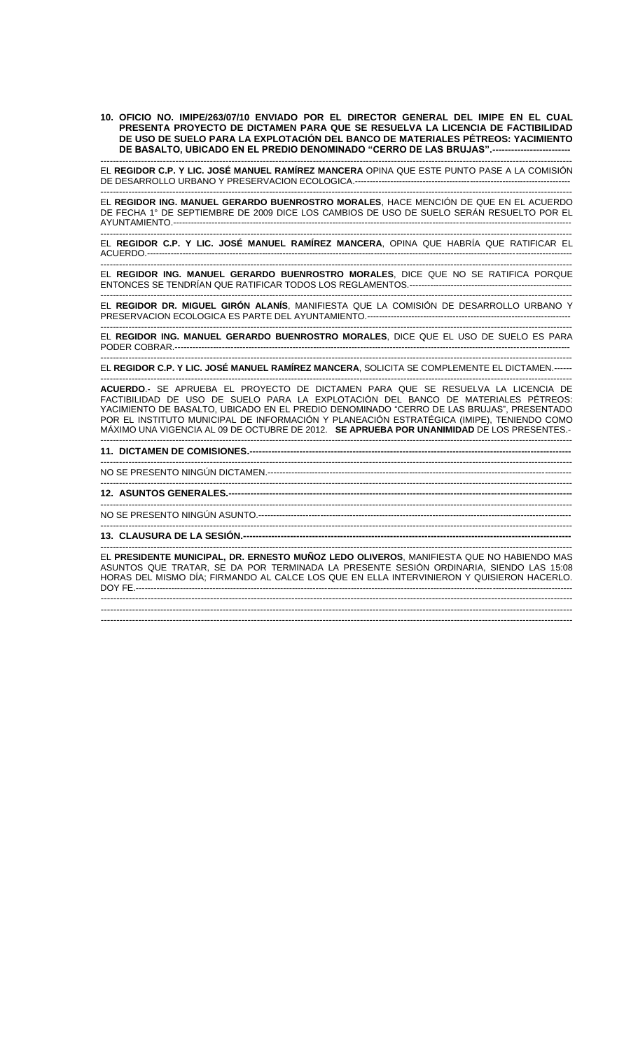**10. OFICIO NO. IMIPE/263/07/10 ENVIADO POR EL DIRECTOR GENERAL DEL IMIPE EN EL CUAL PRESENTA PROYECTO DE DICTAMEN PARA QUE SE RESUELVA LA LICENCIA DE FACTIBILIDAD DE USO DE SUELO PARA LA EXPLOTACIÓN DEL BANCO DE MATERIALES PÉTREOS: YACIMIENTO DE BASALTO, UBICADO EN EL PREDIO DENOMINADO "CERRO DE LAS BRUJAS".-------------------------**

---

EL **REGIDOR C.P. Y LIC. JOSÉ MANUEL RAMÍREZ MANCERA** OPINA QUE ESTE PUNTO PASE A LA COMISIÓN DE DESARROLLO URBANO Y PRESERVACION ECOLOGICA.------------------------------------------------------------------------

---

EL **REGIDOR ING. MANUEL GERARDO BUENROSTRO MORALES**, HACE MENCIÓN DE QUE EN EL ACUERDO DE FECHA 1° DE SEPTIEMBRE DE 2009 DICE LOS CAMBIOS DE USO DE SUELO SERÁN RESUELTO POR EL AYUNTAMIENTO.-----------------------------------------------------------------------------------------------------------------------

---

EL **REGIDOR C.P. Y LIC. JOSÉ MANUEL RAMÍREZ MANCERA**, OPINA QUE HABRÍA QUE RATIFICAR EL ACUERDO.------------------------------------------------------------------------------------------------------------------------------

---

EL **REGIDOR ING. MANUEL GERARDO BUENROSTRO MORALES**, DICE QUE NO SE RATIFICA PORQUE ENTONCES SE TENDRÍAN QUE RATIFICAR TODOS LOS REGLAMENTOS.-----------------------------------------------------

---

EL **REGIDOR DR. MIGUEL GIRÓN ALANÍS**, MANIFIESTA QUE LA COMISIÓN DE DESARROLLO URBANO Y PRESERVACION ECOLOGICA ES PARTE DEL AYUNTAMIENTO.------------------------------------------------------------------

---

EL **REGIDOR ING. MANUEL GERARDO BUENROSTRO MORALES**, DICE QUE EL USO DE SUELO ES PARA PODER COBRAR.--------------------------------------------------------------------------------------------------------------------

---

EL **REGIDOR C.P. Y LIC. JOSÉ MANUEL RAMÍREZ MANCERA**, SOLICITA SE COMPLEMENTE EL DICTAMEN.------

---

**ACUERDO**.- SE APRUEBA EL PROYECTO DE DICTAMEN PARA QUE SE RESUELVA LA LICENCIA DE FACTIBILIDAD DE USO DE SUELO PARA LA EXPLOTACIÓN DEL BANCO DE MATERIALES PÉTREOS: YACIMIENTO DE BASALTO, UBICADO EN EL PREDIO DENOMINADO "CERRO DE LAS BRUJAS", PRESENTADO POR EL INSTITUTO MUNICIPAL DE INFORMACIÓN Y PLANEACIÓN ESTRATÉGICA (IMIPE), TENIENDO COMO MÁXIMO UNA VIGENCIA AL 09 DE OCTUBRE DE 2012. **SE APRUEBA POR UNANIMIDAD** DE LOS PRESENTES.-

---

**11. DICTAMEN DE COMISIONES.--------------------------------------------------------------------------------------------------**

---

NO SE PRESENTO NINGÚN DICTAMEN.----------------------------------------------------------------------------------------------

---

**12. ASUNTOS GENERALES.-------------------------------------------------------------------------------------------------------**

---

NO SE PRESENTO NINGÚN ASUNTO.------------------------------------------------------------------------------------------------

---

**13. CLAUSURA DE LA SESIÓN.----------------------------------------------------------------------------------------------------**

---

EL **PRESIDENTE MUNICIPAL, DR. ERNESTO MUÑOZ LEDO OLIVEROS**, MANIFIESTA QUE NO HABIENDO MAS ASUNTOS QUE TRATAR, SE DA POR TERMINADA LA PRESENTE SESIÓN ORDINARIA, SIENDO LAS 15:08 HORAS DEL MISMO DÍA; FIRMANDO AL CALCE LOS QUE EN ELLA INTERVINIERON Y QUISIERON HACERLO. DOY FE.-----------------------------------------------------------------------------------------------------------------------------------

---